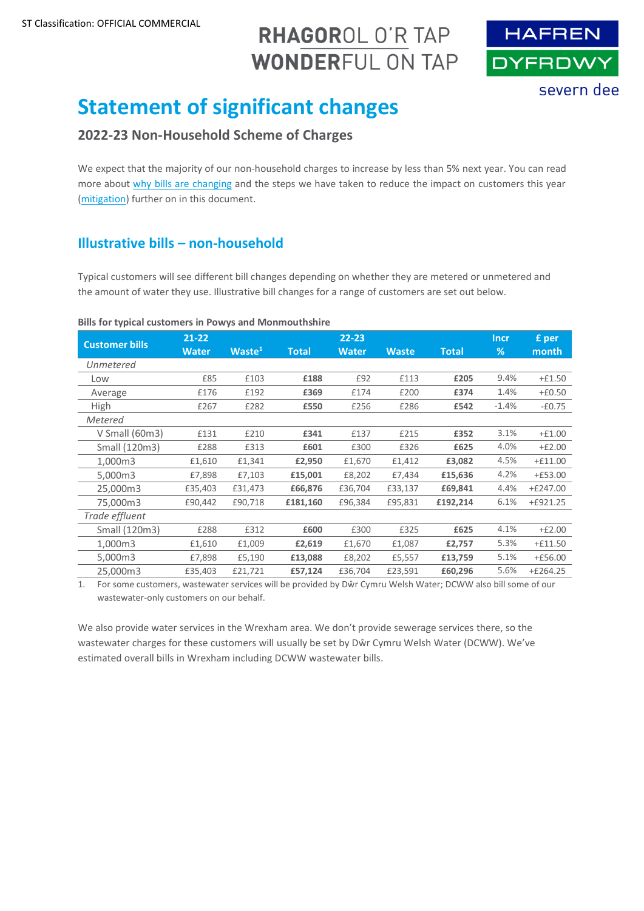ST Classification: OFFICIAL COMMERCIAL

RHAGOROL O'R TAP
WONDERFUL ON TAP

HAFREN DYFRDWY
severn dee

# Statement of significant changes

## 2022-23 Non-Household Scheme of Charges

We expect that the majority of our non-household charges to increase by less than 5% next year. You can read more about why bills are changing and the steps we have taken to reduce the impact on customers this year (mitigation) further on in this document.

## Illustrative bills – non-household

Typical customers will see different bill changes depending on whether they are metered or unmetered and the amount of water they use. Illustrative bill changes for a range of customers are set out below.

**Bills for typical customers in Powys and Monmouthshire**

| Customer bills | 21-22 Water | Waste[1] | Total | 22-23 Water | Waste | Total | Incr % | £ per month |
|---|---|---|---|---|---|---|---|---|
| *Unmetered* | | | | | | | | |
| Low | £85 | £103 | **£188** | £92 | £113 | **£205** | 9.4% | +£1.50 |
| Average | £176 | £192 | **£369** | £174 | £200 | **£374** | 1.4% | +£0.50 |
| High | £267 | £282 | **£550** | £256 | £286 | **£542** | -1.4% | -£0.75 |
| *Metered* | | | | | | | | |
| V Small (60m3) | £131 | £210 | **£341** | £137 | £215 | **£352** | 3.1% | +£1.00 |
| Small (120m3) | £288 | £313 | **£601** | £300 | £326 | **£625** | 4.0% | +£2.00 |
| 1,000m3 | £1,610 | £1,341 | **£2,950** | £1,670 | £1,412 | **£3,082** | 4.5% | +£11.00 |
| 5,000m3 | £7,898 | £7,103 | **£15,001** | £8,202 | £7,434 | **£15,636** | 4.2% | +£53.00 |
| 25,000m3 | £35,403 | £31,473 | **£66,876** | £36,704 | £33,137 | **£69,841** | 4.4% | +£247.00 |
| 75,000m3 | £90,442 | £90,718 | **£181,160** | £96,384 | £95,831 | **£192,214** | 6.1% | +£921.25 |
| *Trade effluent* | | | | | | | | |
| Small (120m3) | £288 | £312 | **£600** | £300 | £325 | **£625** | 4.1% | +£2.00 |
| 1,000m3 | £1,610 | £1,009 | **£2,619** | £1,670 | £1,087 | **£2,757** | 5.3% | +£11.50 |
| 5,000m3 | £7,898 | £5,190 | **£13,088** | £8,202 | £5,557 | **£13,759** | 5.1% | +£56.00 |
| 25,000m3 | £35,403 | £21,721 | **£57,124** | £36,704 | £23,591 | **£60,296** | 5.6% | +£264.25 |

1. For some customers, wastewater services will be provided by Dŵr Cymru Welsh Water; DCWW also bill some of our wastewater-only customers on our behalf.

We also provide water services in the Wrexham area. We don't provide sewerage services there, so the wastewater charges for these customers will usually be set by Dŵr Cymru Welsh Water (DCWW). We've estimated overall bills in Wrexham including DCWW wastewater bills.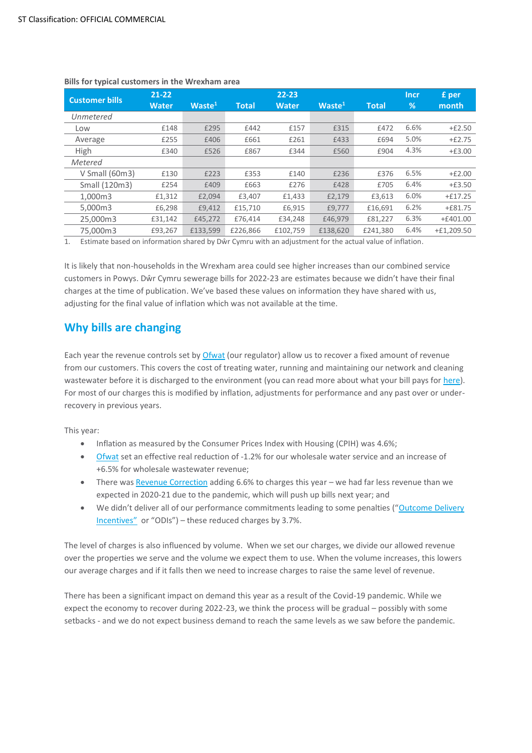**Bills for typical customers in the Wrexham area**

| Customer bills | 21-22 Water | Waste[1] | Total | 22-23 Water | Waste[1] | Total | Incr % | £ per month |
|---|---|---|---|---|---|---|---|---|
| *Unmetered* | | | | | | | | |
| Low | £148 | £295 | £442 | £157 | £315 | £472 | 6.6% | +£2.50 |
| Average | £255 | £406 | £661 | £261 | £433 | £694 | 5.0% | +£2.75 |
| High | £340 | £526 | £867 | £344 | £560 | £904 | 4.3% | +£3.00 |
| *Metered* | | | | | | | | |
| V Small (60m3) | £130 | £223 | £353 | £140 | £236 | £376 | 6.5% | +£2.00 |
| Small (120m3) | £254 | £409 | £663 | £276 | £428 | £705 | 6.4% | +£3.50 |
| 1,000m3 | £1,312 | £2,094 | £3,407 | £1,433 | £2,179 | £3,613 | 6.0% | +£17.25 |
| 5,000m3 | £6,298 | £9,412 | £15,710 | £6,915 | £9,777 | £16,691 | 6.2% | +£81.75 |
| 25,000m3 | £31,142 | £45,272 | £76,414 | £34,248 | £46,979 | £81,227 | 6.3% | +£401.00 |
| 75,000m3 | £93,267 | £133,599 | £226,866 | £102,759 | £138,620 | £241,380 | 6.4% | +£1,209.50 |

1. Estimate based on information shared by Dŵr Cymru with an adjustment for the actual value of inflation.

It is likely that non-households in the Wrexham area could see higher increases than our combined service customers in Powys. Dŵr Cymru sewerage bills for 2022-23 are estimates because we didn't have their final charges at the time of publication. We've based these values on information they have shared with us, adjusting for the final value of inflation which was not available at the time.

## Why bills are changing

Each year the revenue controls set by Ofwat (our regulator) allow us to recover a fixed amount of revenue from our customers. This covers the cost of treating water, running and maintaining our network and cleaning wastewater before it is discharged to the environment (you can read more about what your bill pays for here). For most of our charges this is modified by inflation, adjustments for performance and any past over or under-recovery in previous years.

This year:

- Inflation as measured by the Consumer Prices Index with Housing (CPIH) was 4.6%;
- Ofwat set an effective real reduction of -1.2% for our wholesale water service and an increase of +6.5% for wholesale wastewater revenue;
- There was Revenue Correction adding 6.6% to charges this year – we had far less revenue than we expected in 2020-21 due to the pandemic, which will push up bills next year; and
- We didn't deliver all of our performance commitments leading to some penalties ("Outcome Delivery Incentives" or "ODIs") – these reduced charges by 3.7%.

The level of charges is also influenced by volume. When we set our charges, we divide our allowed revenue over the properties we serve and the volume we expect them to use. When the volume increases, this lowers our average charges and if it falls then we need to increase charges to raise the same level of revenue.

There has been a significant impact on demand this year as a result of the Covid-19 pandemic. While we expect the economy to recover during 2022-23, we think the process will be gradual – possibly with some setbacks - and we do not expect business demand to reach the same levels as we saw before the pandemic.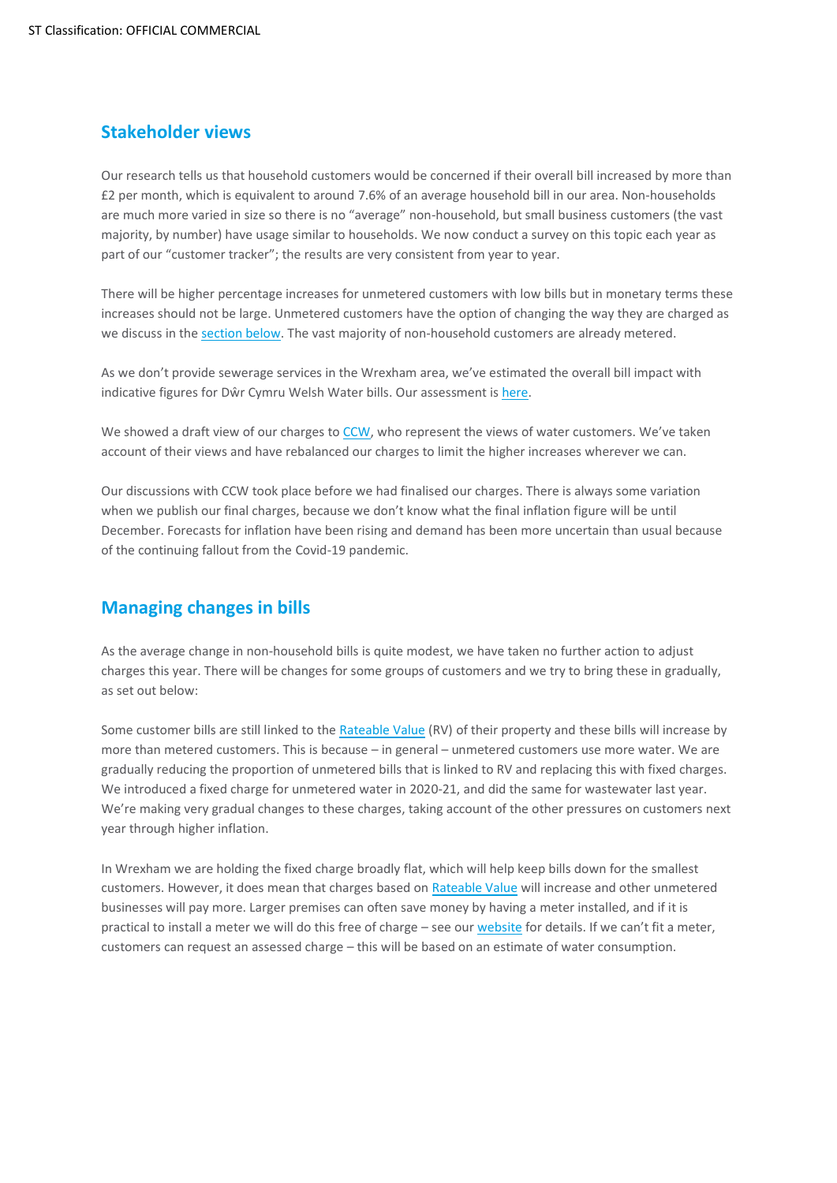## Stakeholder views

Our research tells us that household customers would be concerned if their overall bill increased by more than £2 per month, which is equivalent to around 7.6% of an average household bill in our area. Non-households are much more varied in size so there is no "average" non-household, but small business customers (the vast majority, by number) have usage similar to households. We now conduct a survey on this topic each year as part of our "customer tracker"; the results are very consistent from year to year.

There will be higher percentage increases for unmetered customers with low bills but in monetary terms these increases should not be large. Unmetered customers have the option of changing the way they are charged as we discuss in the section below. The vast majority of non-household customers are already metered.

As we don't provide sewerage services in the Wrexham area, we've estimated the overall bill impact with indicative figures for Dŵr Cymru Welsh Water bills. Our assessment is here.

We showed a draft view of our charges to CCW, who represent the views of water customers. We've taken account of their views and have rebalanced our charges to limit the higher increases wherever we can.

Our discussions with CCW took place before we had finalised our charges. There is always some variation when we publish our final charges, because we don't know what the final inflation figure will be until December. Forecasts for inflation have been rising and demand has been more uncertain than usual because of the continuing fallout from the Covid-19 pandemic.

## Managing changes in bills

As the average change in non-household bills is quite modest, we have taken no further action to adjust charges this year. There will be changes for some groups of customers and we try to bring these in gradually, as set out below:

Some customer bills are still linked to the Rateable Value (RV) of their property and these bills will increase by more than metered customers. This is because – in general – unmetered customers use more water. We are gradually reducing the proportion of unmetered bills that is linked to RV and replacing this with fixed charges. We introduced a fixed charge for unmetered water in 2020-21, and did the same for wastewater last year. We're making very gradual changes to these charges, taking account of the other pressures on customers next year through higher inflation.

In Wrexham we are holding the fixed charge broadly flat, which will help keep bills down for the smallest customers. However, it does mean that charges based on Rateable Value will increase and other unmetered businesses will pay more. Larger premises can often save money by having a meter installed, and if it is practical to install a meter we will do this free of charge – see our website for details. If we can't fit a meter, customers can request an assessed charge – this will be based on an estimate of water consumption.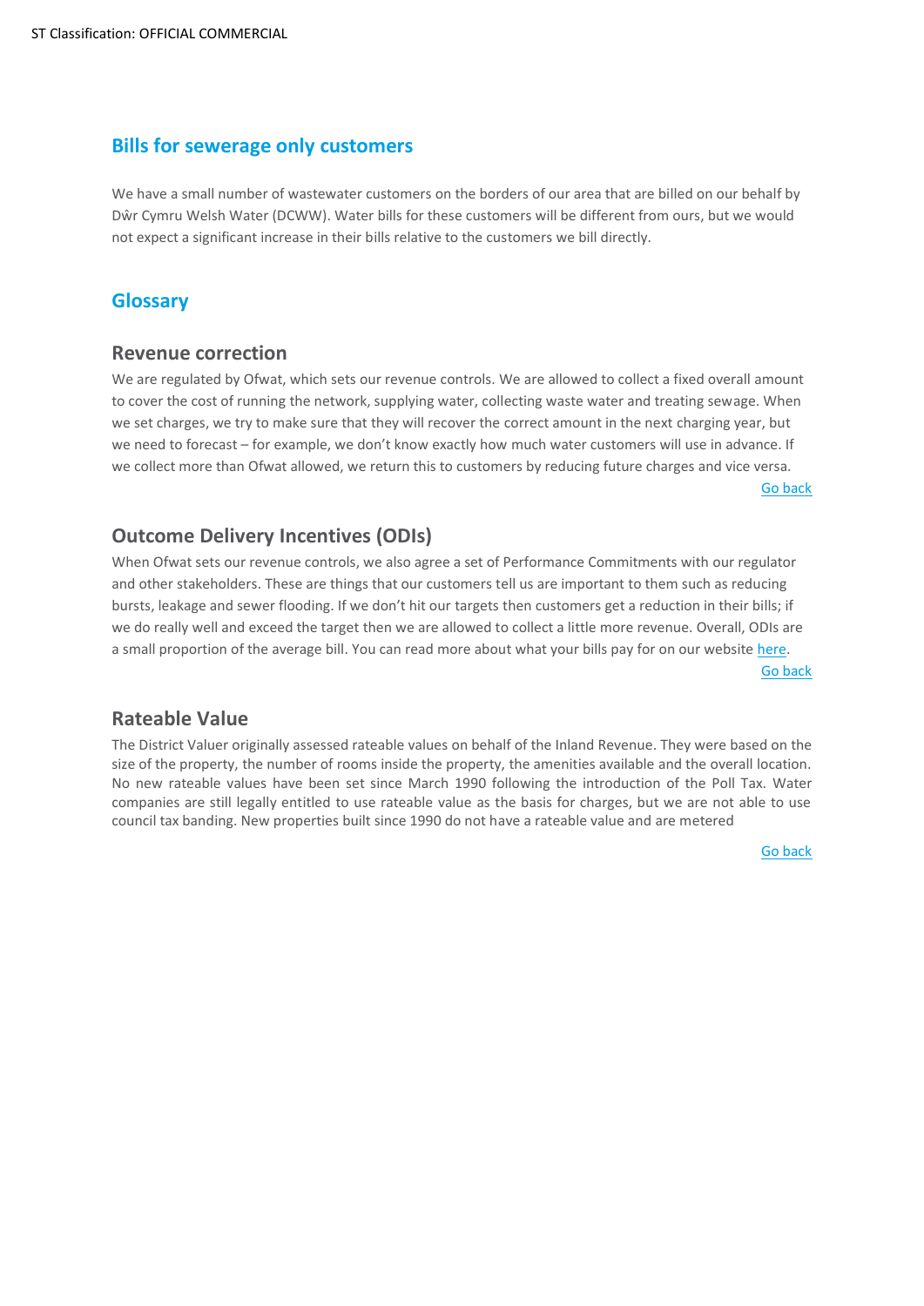## Bills for sewerage only customers

We have a small number of wastewater customers on the borders of our area that are billed on our behalf by Dŵr Cymru Welsh Water (DCWW). Water bills for these customers will be different from ours, but we would not expect a significant increase in their bills relative to the customers we bill directly.

## Glossary

### Revenue correction

We are regulated by Ofwat, which sets our revenue controls. We are allowed to collect a fixed overall amount to cover the cost of running the network, supplying water, collecting waste water and treating sewage. When we set charges, we try to make sure that they will recover the correct amount in the next charging year, but we need to forecast – for example, we don't know exactly how much water customers will use in advance. If we collect more than Ofwat allowed, we return this to customers by reducing future charges and vice versa.

Go back

### Outcome Delivery Incentives (ODIs)

When Ofwat sets our revenue controls, we also agree a set of Performance Commitments with our regulator and other stakeholders. These are things that our customers tell us are important to them such as reducing bursts, leakage and sewer flooding. If we don't hit our targets then customers get a reduction in their bills; if we do really well and exceed the target then we are allowed to collect a little more revenue. Overall, ODIs are a small proportion of the average bill. You can read more about what your bills pay for on our website here.

Go back

### Rateable Value

The District Valuer originally assessed rateable values on behalf of the Inland Revenue. They were based on the size of the property, the number of rooms inside the property, the amenities available and the overall location. No new rateable values have been set since March 1990 following the introduction of the Poll Tax. Water companies are still legally entitled to use rateable value as the basis for charges, but we are not able to use council tax banding. New properties built since 1990 do not have a rateable value and are metered

Go back